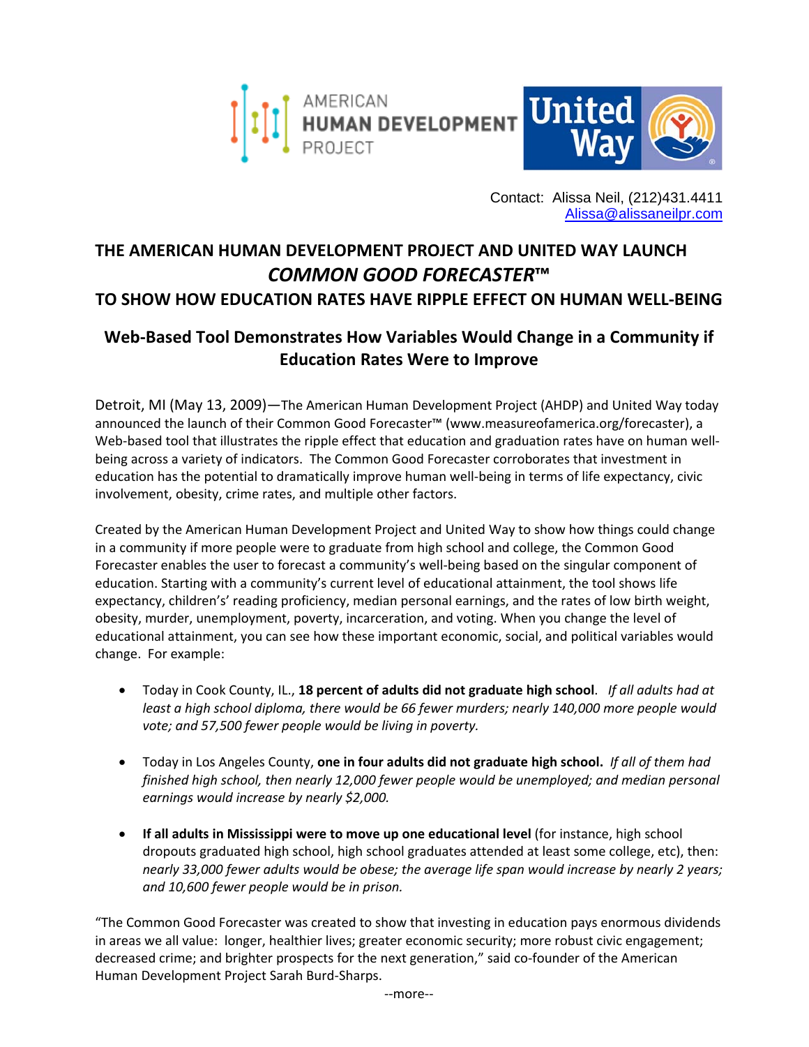AMERICAN HUMAN DEVELOPMENT PROJECT

United Way

Contact: Alissa Neil, (212)431.4411
Alissa@alissaneilpr.com

# THE AMERICAN HUMAN DEVELOPMENT PROJECT AND UNITED WAY LAUNCH *COMMON GOOD FORECASTER™* TO SHOW HOW EDUCATION RATES HAVE RIPPLE EFFECT ON HUMAN WELL-BEING

## Web-Based Tool Demonstrates How Variables Would Change in a Community if Education Rates Were to Improve

Detroit, MI (May 13, 2009)—The American Human Development Project (AHDP) and United Way today announced the launch of their Common Good Forecaster™ (www.measureofamerica.org/forecaster), a Web-based tool that illustrates the ripple effect that education and graduation rates have on human well-being across a variety of indicators. The Common Good Forecaster corroborates that investment in education has the potential to dramatically improve human well-being in terms of life expectancy, civic involvement, obesity, crime rates, and multiple other factors.

Created by the American Human Development Project and United Way to show how things could change in a community if more people were to graduate from high school and college, the Common Good Forecaster enables the user to forecast a community's well-being based on the singular component of education. Starting with a community's current level of educational attainment, the tool shows life expectancy, childrens's reading proficiency, median personal earnings, and the rates of low birth weight, obesity, murder, unemployment, poverty, incarceration, and voting. When you change the level of educational attainment, you can see how these important economic, social, and political variables would change. For example:

- Today in Cook County, IL., **18 percent of adults did not graduate high school**. *If all adults had at least a high school diploma, there would be 66 fewer murders; nearly 140,000 more people would vote; and 57,500 fewer people would be living in poverty.*
- Today in Los Angeles County, **one in four adults did not graduate high school.** *If all of them had finished high school, then nearly 12,000 fewer people would be unemployed; and median personal earnings would increase by nearly $2,000.*
- **If all adults in Mississippi were to move up one educational level** (for instance, high school dropouts graduated high school, high school graduates attended at least some college, etc), then: *nearly 33,000 fewer adults would be obese; the average life span would increase by nearly 2 years; and 10,600 fewer people would be in prison.*

"The Common Good Forecaster was created to show that investing in education pays enormous dividends in areas we all value: longer, healthier lives; greater economic security; more robust civic engagement; decreased crime; and brighter prospects for the next generation," said co-founder of the American Human Development Project Sarah Burd-Sharps.

--more--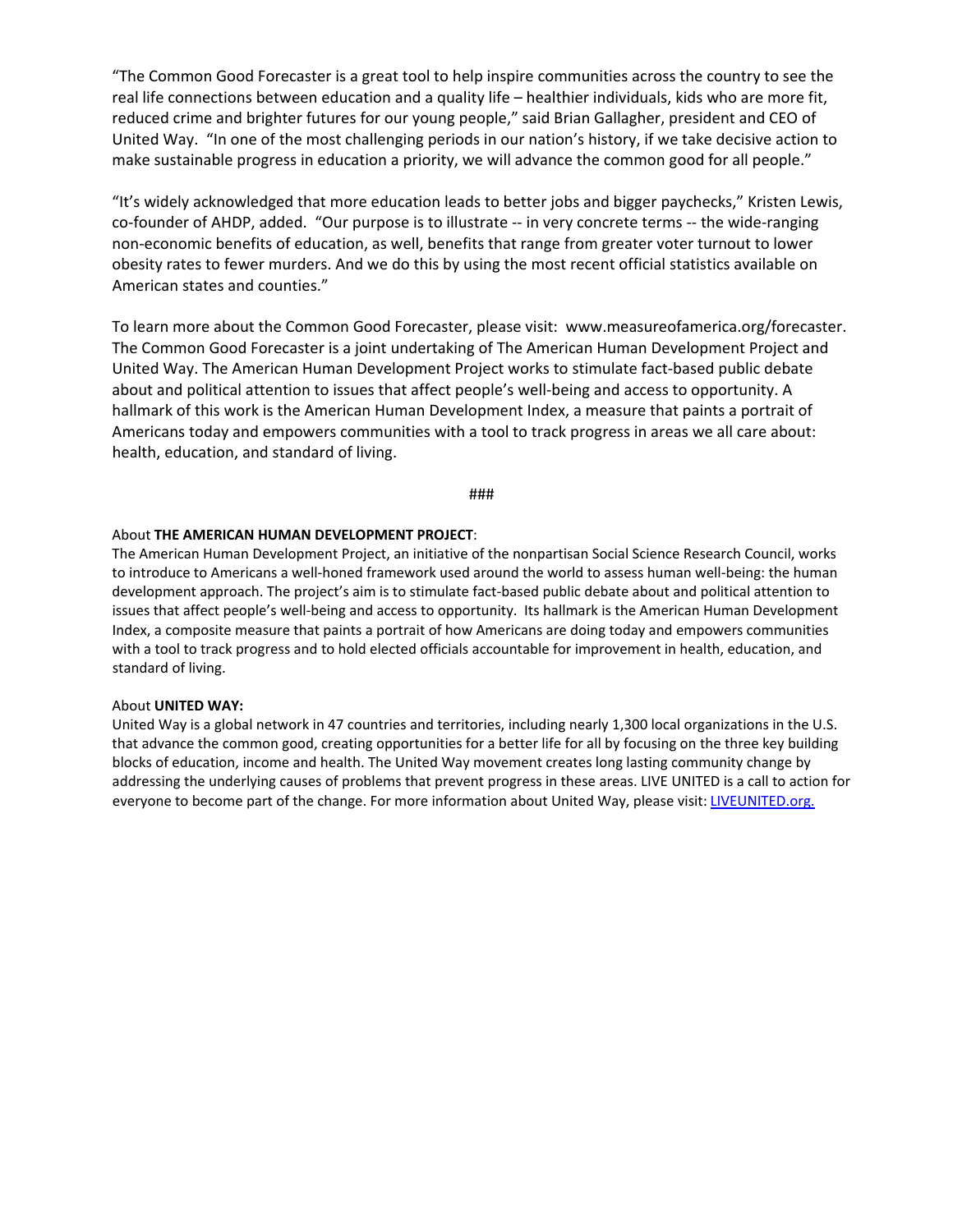"The Common Good Forecaster is a great tool to help inspire communities across the country to see the real life connections between education and a quality life – healthier individuals, kids who are more fit, reduced crime and brighter futures for our young people," said Brian Gallagher, president and CEO of United Way. "In one of the most challenging periods in our nation's history, if we take decisive action to make sustainable progress in education a priority, we will advance the common good for all people."

"It's widely acknowledged that more education leads to better jobs and bigger paychecks," Kristen Lewis, co-founder of AHDP, added. "Our purpose is to illustrate -- in very concrete terms -- the wide-ranging non-economic benefits of education, as well, benefits that range from greater voter turnout to lower obesity rates to fewer murders. And we do this by using the most recent official statistics available on American states and counties."

To learn more about the Common Good Forecaster, please visit: www.measureofamerica.org/forecaster. The Common Good Forecaster is a joint undertaking of The American Human Development Project and United Way. The American Human Development Project works to stimulate fact-based public debate about and political attention to issues that affect people's well-being and access to opportunity. A hallmark of this work is the American Human Development Index, a measure that paints a portrait of Americans today and empowers communities with a tool to track progress in areas we all care about: health, education, and standard of living.

###

About **THE AMERICAN HUMAN DEVELOPMENT PROJECT**:

The American Human Development Project, an initiative of the nonpartisan Social Science Research Council, works to introduce to Americans a well-honed framework used around the world to assess human well-being: the human development approach. The project's aim is to stimulate fact-based public debate about and political attention to issues that affect people's well-being and access to opportunity. Its hallmark is the American Human Development Index, a composite measure that paints a portrait of how Americans are doing today and empowers communities with a tool to track progress and to hold elected officials accountable for improvement in health, education, and standard of living.

About **UNITED WAY:**

United Way is a global network in 47 countries and territories, including nearly 1,300 local organizations in the U.S. that advance the common good, creating opportunities for a better life for all by focusing on the three key building blocks of education, income and health. The United Way movement creates long lasting community change by addressing the underlying causes of problems that prevent progress in these areas. LIVE UNITED is a call to action for everyone to become part of the change. For more information about United Way, please visit: LIVEUNITED.org.